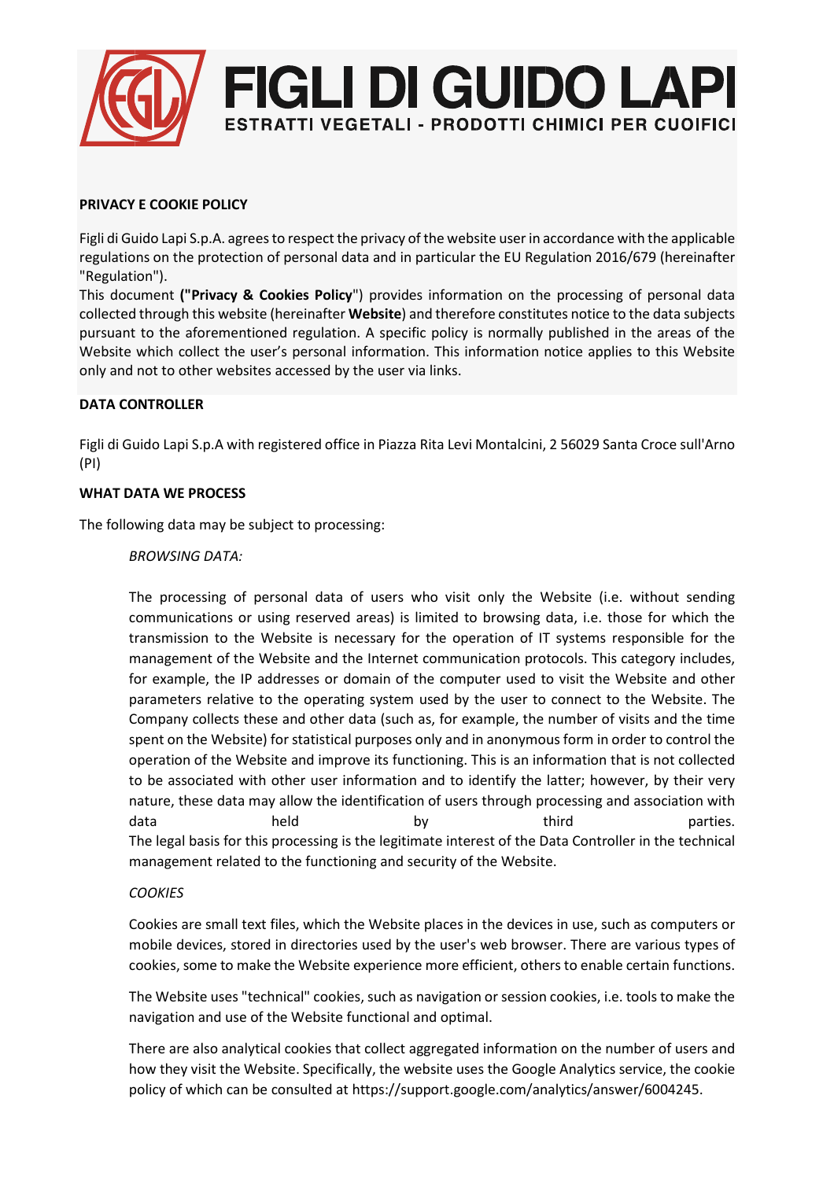# FIGLI DI GUIDO LAPI

ESTRATTI VEGETALI - PRODOTTI CHIMICI PER CUOIFICI

## PRIVACY E COOKIE POLICY

Figli di Guido Lapi S.p.A. agrees to respect the privacy of the website user in accordance with the applicable regulations on the protection of personal data and in particular the EU Regulation 2016/679 (hereinafter "Regulation").

This document **("Privacy & Cookies Policy**") provides information on the processing of personal data collected through this website (hereinafter **Website**) and therefore constitutes notice to the data subjects pursuant to the aforementioned regulation. A specific policy is normally published in the areas of the Website which collect the user's personal information. This information notice applies to this Website only and not to other websites accessed by the user via links.

## DATA CONTROLLER

Figli di Guido Lapi S.p.A with registered office in Piazza Rita Levi Montalcini, 2 56029 Santa Croce sull'Arno (PI)

## WHAT DATA WE PROCESS

The following data may be subject to processing:

*BROWSING DATA:*

The processing of personal data of users who visit only the Website (i.e. without sending communications or using reserved areas) is limited to browsing data, i.e. those for which the transmission to the Website is necessary for the operation of IT systems responsible for the management of the Website and the Internet communication protocols. This category includes, for example, the IP addresses or domain of the computer used to visit the Website and other parameters relative to the operating system used by the user to connect to the Website. The Company collects these and other data (such as, for example, the number of visits and the time spent on the Website) for statistical purposes only and in anonymous form in order to control the operation of the Website and improve its functioning. This is an information that is not collected to be associated with other user information and to identify the latter; however, by their very nature, these data may allow the identification of users through processing and association with data held by third parties.
The legal basis for this processing is the legitimate interest of the Data Controller in the technical management related to the functioning and security of the Website.

*COOKIES*

Cookies are small text files, which the Website places in the devices in use, such as computers or mobile devices, stored in directories used by the user's web browser. There are various types of cookies, some to make the Website experience more efficient, others to enable certain functions.

The Website uses "technical" cookies, such as navigation or session cookies, i.e. tools to make the navigation and use of the Website functional and optimal.

There are also analytical cookies that collect aggregated information on the number of users and how they visit the Website. Specifically, the website uses the Google Analytics service, the cookie policy of which can be consulted at https://support.google.com/analytics/answer/6004245.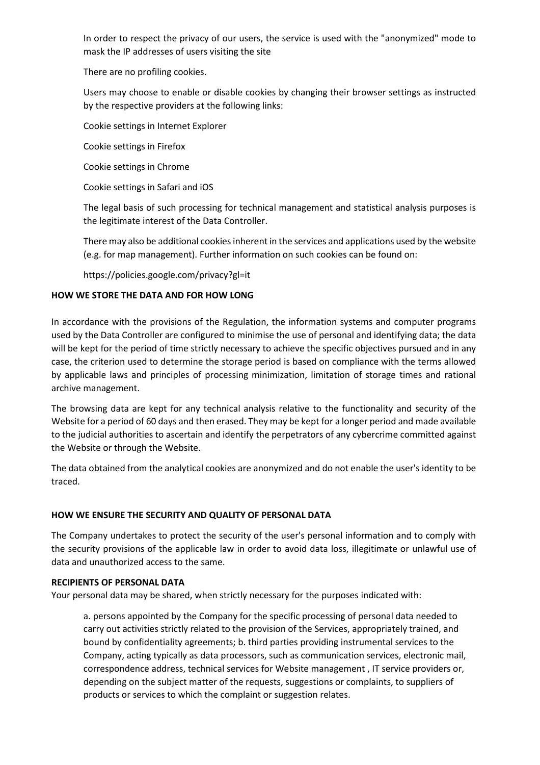In order to respect the privacy of our users, the service is used with the "anonymized" mode to mask the IP addresses of users visiting the site

There are no profiling cookies.

Users may choose to enable or disable cookies by changing their browser settings as instructed by the respective providers at the following links:

Cookie settings in Internet Explorer

Cookie settings in Firefox

Cookie settings in Chrome

Cookie settings in Safari and iOS

The legal basis of such processing for technical management and statistical analysis purposes is the legitimate interest of the Data Controller.

There may also be additional cookies inherent in the services and applications used by the website (e.g. for map management). Further information on such cookies can be found on:

https://policies.google.com/privacy?gl=it

**HOW WE STORE THE DATA AND FOR HOW LONG**

In accordance with the provisions of the Regulation, the information systems and computer programs used by the Data Controller are configured to minimise the use of personal and identifying data; the data will be kept for the period of time strictly necessary to achieve the specific objectives pursued and in any case, the criterion used to determine the storage period is based on compliance with the terms allowed by applicable laws and principles of processing minimization, limitation of storage times and rational archive management.

The browsing data are kept for any technical analysis relative to the functionality and security of the Website for a period of 60 days and then erased. They may be kept for a longer period and made available to the judicial authorities to ascertain and identify the perpetrators of any cybercrime committed against the Website or through the Website.

The data obtained from the analytical cookies are anonymized and do not enable the user's identity to be traced.

**HOW WE ENSURE THE SECURITY AND QUALITY OF PERSONAL DATA**

The Company undertakes to protect the security of the user's personal information and to comply with the security provisions of the applicable law in order to avoid data loss, illegitimate or unlawful use of data and unauthorized access to the same.

**RECIPIENTS OF PERSONAL DATA**

Your personal data may be shared, when strictly necessary for the purposes indicated with:

a. persons appointed by the Company for the specific processing of personal data needed to carry out activities strictly related to the provision of the Services, appropriately trained, and bound by confidentiality agreements; b. third parties providing instrumental services to the Company, acting typically as data processors, such as communication services, electronic mail, correspondence address, technical services for Website management , IT service providers or, depending on the subject matter of the requests, suggestions or complaints, to suppliers of products or services to which the complaint or suggestion relates.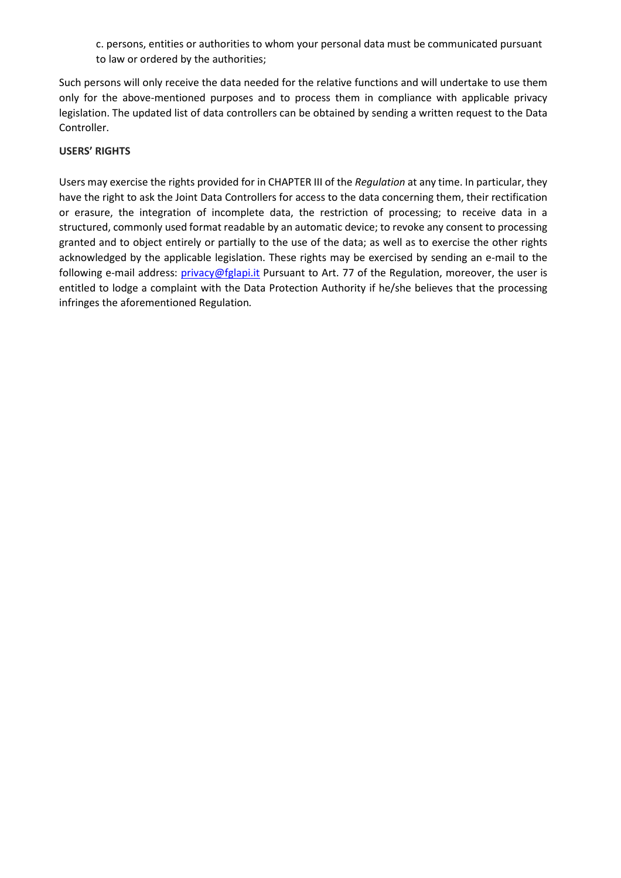c. persons, entities or authorities to whom your personal data must be communicated pursuant to law or ordered by the authorities;

Such persons will only receive the data needed for the relative functions and will undertake to use them only for the above-mentioned purposes and to process them in compliance with applicable privacy legislation. The updated list of data controllers can be obtained by sending a written request to the Data Controller.

**USERS' RIGHTS**

Users may exercise the rights provided for in CHAPTER III of the *Regulation* at any time. In particular, they have the right to ask the Joint Data Controllers for access to the data concerning them, their rectification or erasure, the integration of incomplete data, the restriction of processing; to receive data in a structured, commonly used format readable by an automatic device; to revoke any consent to processing granted and to object entirely or partially to the use of the data; as well as to exercise the other rights acknowledged by the applicable legislation. These rights may be exercised by sending an e-mail to the following e-mail address: privacy@fglapi.it Pursuant to Art. 77 of the Regulation, moreover, the user is entitled to lodge a complaint with the Data Protection Authority if he/she believes that the processing infringes the aforementioned Regulation.